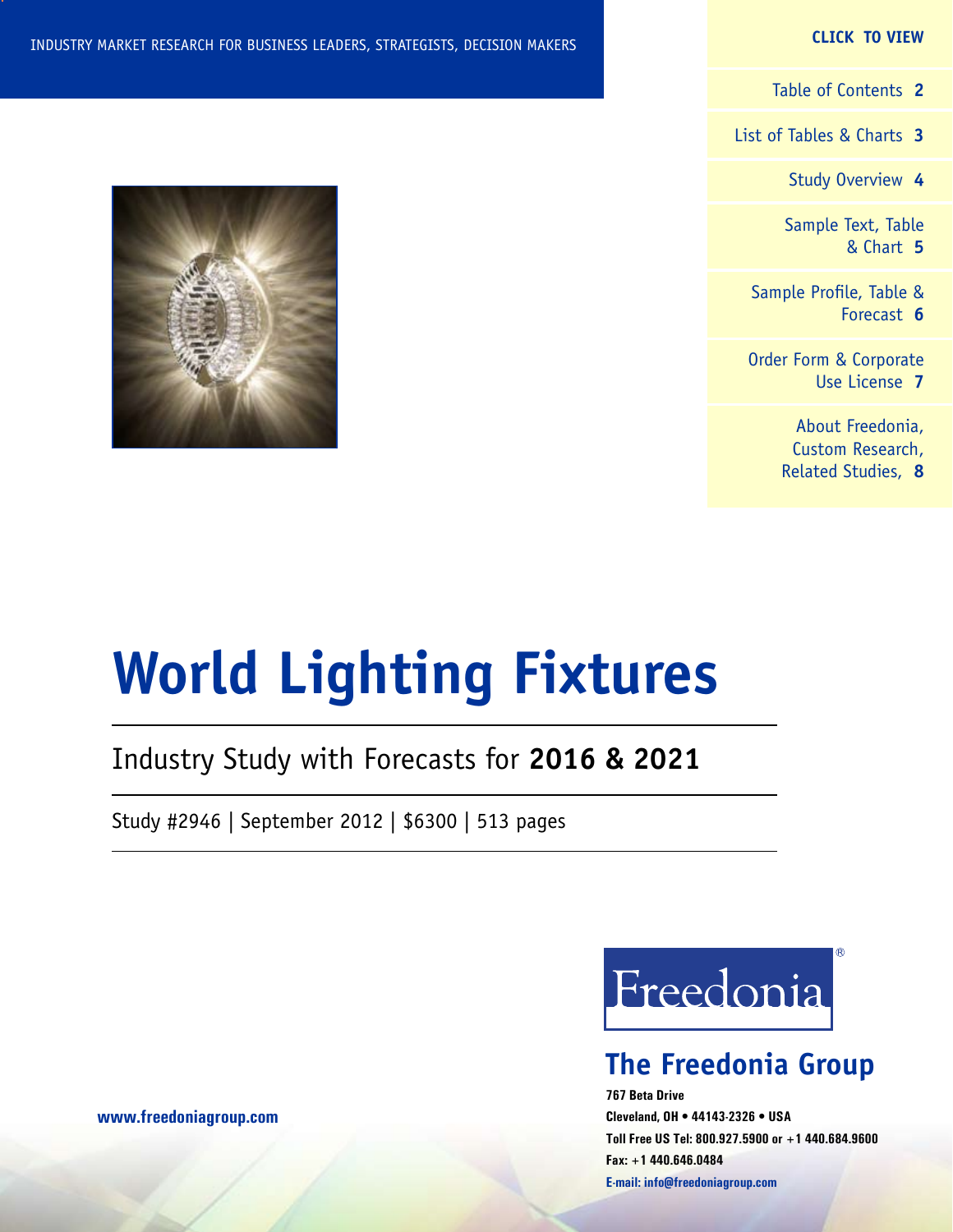INDUSTRY MARKET RESEARCH FOR BUSINESS LEADERS, STRATEGISTS, DECISION MAKERS

**CLICK TO VIEW**

- Table of Contents **2**
- List of Tables & Charts **3**
- Study Overview **4**
- Sample Text, Table & Chart **5**
- Sample Profile, Table & Forecast **6**
- Order Form & Corporate Use License **7**
- About Freedonia, Custom Research, Related Studies, **8**

# World Lighting Fixtures

## Industry Study with Forecasts for **2016 & 2021**

Study #2946 | September 2012 | $6300 | 513 pages

Freedonia®

## The Freedonia Group

**767 Beta Drive**
**Cleveland, OH • 44143-2326 • USA**
**Toll Free US Tel: 800.927.5900 or +1 440.684.9600**
**Fax: +1 440.646.0484**
**E-mail: info@freedoniagroup.com**

**www.freedoniagroup.com**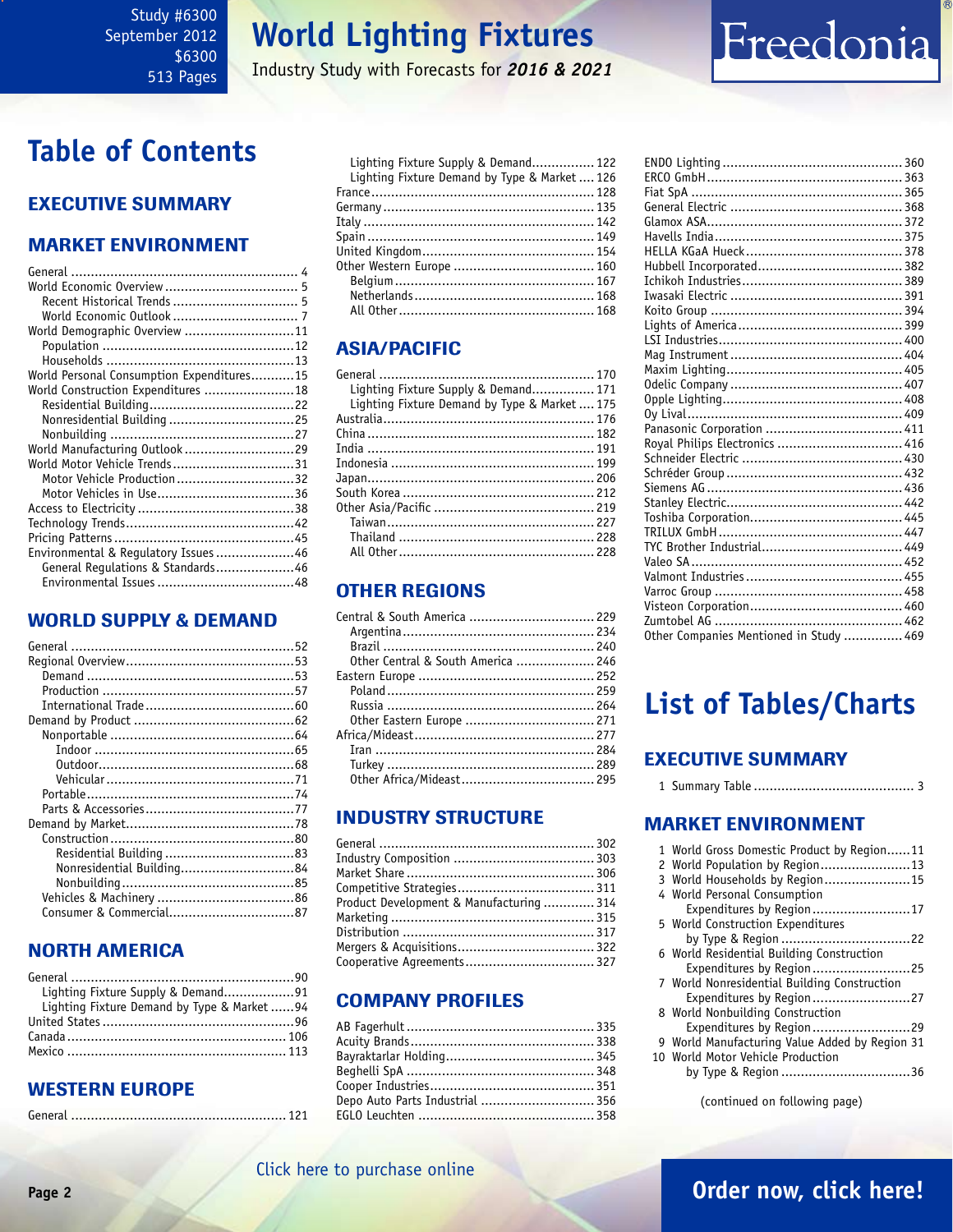Study #6300
September 2012
$6300
513 Pages

# World Lighting Fixtures

Industry Study with Forecasts for ***2016 & 2021***

## Table of Contents

### EXECUTIVE SUMMARY

### MARKET ENVIRONMENT

General ........ 4
World Economic Overview ........ 5
- Recent Historical Trends ........ 5
- World Economic Outlook ........ 7

World Demographic Overview ........ 11
- Population ........ 12
- Households ........ 13

World Personal Consumption Expenditures ........ 15
World Construction Expenditures ........ 18
- Residential Building ........ 22
- Nonresidential Building ........ 25
- Nonbuilding ........ 27

World Manufacturing Outlook ........ 29
World Motor Vehicle Trends ........ 31
- Motor Vehicle Production ........ 32
- Motor Vehicles in Use ........ 36

Access to Electricity ........ 38
Technology Trends ........ 42
Pricing Patterns ........ 45
Environmental & Regulatory Issues ........ 46
- General Regulations & Standards ........ 46
- Environmental Issues ........ 48

### WORLD SUPPLY & DEMAND

General ........ 52
Regional Overview ........ 53
- Demand ........ 53
- Production ........ 57
- International Trade ........ 60

Demand by Product ........ 62
- Nonportable ........ 64
  - Indoor ........ 65
  - Outdoor ........ 68
  - Vehicular ........ 71
- Portable ........ 74
- Parts & Accessories ........ 77

Demand by Market ........ 78
- Construction ........ 80
  - Residential Building ........ 83
  - Nonresidential Building ........ 84
  - Nonbuilding ........ 85
- Vehicles & Machinery ........ 86
- Consumer & Commercial ........ 87

### NORTH AMERICA

General ........ 90
- Lighting Fixture Supply & Demand ........ 91
- Lighting Fixture Demand by Type & Market ........ 94

United States ........ 96
Canada ........ 106
Mexico ........ 113

### WESTERN EUROPE

General ........ 121
- Lighting Fixture Supply & Demand ........ 122
- Lighting Fixture Demand by Type & Market ........ 126

France ........ 128
Germany ........ 135
Italy ........ 142
Spain ........ 149
United Kingdom ........ 154
Other Western Europe ........ 160
- Belgium ........ 167
- Netherlands ........ 168
- All Other ........ 168

### ASIA/PACIFIC

General ........ 170
- Lighting Fixture Supply & Demand ........ 171
- Lighting Fixture Demand by Type & Market ........ 175

Australia ........ 176
China ........ 182
India ........ 191
Indonesia ........ 199
Japan ........ 206
South Korea ........ 212
Other Asia/Pacific ........ 219
- Taiwan ........ 227
- Thailand ........ 228
- All Other ........ 228

### OTHER REGIONS

Central & South America ........ 229
- Argentina ........ 234
- Brazil ........ 240
- Other Central & South America ........ 246

Eastern Europe ........ 252
- Poland ........ 259
- Russia ........ 264
- Other Eastern Europe ........ 271

Africa/Mideast ........ 277
- Iran ........ 284
- Turkey ........ 289
- Other Africa/Mideast ........ 295

### INDUSTRY STRUCTURE

General ........ 302
Industry Composition ........ 303
Market Share ........ 306
Competitive Strategies ........ 311
Product Development & Manufacturing ........ 314
Marketing ........ 315
Distribution ........ 317
Mergers & Acquisitions ........ 322
Cooperative Agreements ........ 327

### COMPANY PROFILES

AB Fagerhult ........ 335
Acuity Brands ........ 338
Bayraktarlar Holding ........ 345
Beghelli SpA ........ 348
Cooper Industries ........ 351
Depo Auto Parts Industrial ........ 356
EGLO Leuchten ........ 358
ENDO Lighting ........ 360
ERCO GmbH ........ 363
Fiat SpA ........ 365
General Electric ........ 368
Glamox ASA ........ 372
Havells India ........ 375
HELLA KGaA Hueck ........ 378
Hubbell Incorporated ........ 382
Ichikoh Industries ........ 389
Iwasaki Electric ........ 391
Koito Group ........ 394
Lights of America ........ 399
LSI Industries ........ 400
Mag Instrument ........ 404
Maxim Lighting ........ 405
Odelic Company ........ 407
Opple Lighting ........ 408
Oy Lival ........ 409
Panasonic Corporation ........ 411
Royal Philips Electronics ........ 416
Schneider Electric ........ 430
Schréder Group ........ 432
Siemens AG ........ 436
Stanley Electric ........ 442
Toshiba Corporation ........ 445
TRILUX GmbH ........ 447
TYC Brother Industrial ........ 449
Valeo SA ........ 452
Valmont Industries ........ 455
Varroc Group ........ 458
Visteon Corporation ........ 460
Zumtobel AG ........ 462
Other Companies Mentioned in Study ........ 469

## List of Tables/Charts

### EXECUTIVE SUMMARY

1. Summary Table ........ 3

### MARKET ENVIRONMENT

1. World Gross Domestic Product by Region ........ 11
2. World Population by Region ........ 13
3. World Households by Region ........ 15
4. World Personal Consumption Expenditures by Region ........ 17
5. World Construction Expenditures by Type & Region ........ 22
6. World Residential Building Construction Expenditures by Region ........ 25
7. World Nonresidential Building Construction Expenditures by Region ........ 27
8. World Nonbuilding Construction Expenditures by Region ........ 29
9. World Manufacturing Value Added by Region ........ 31
10. World Motor Vehicle Production by Type & Region ........ 36

(continued on following page)

Click here to purchase online

Order now, click here!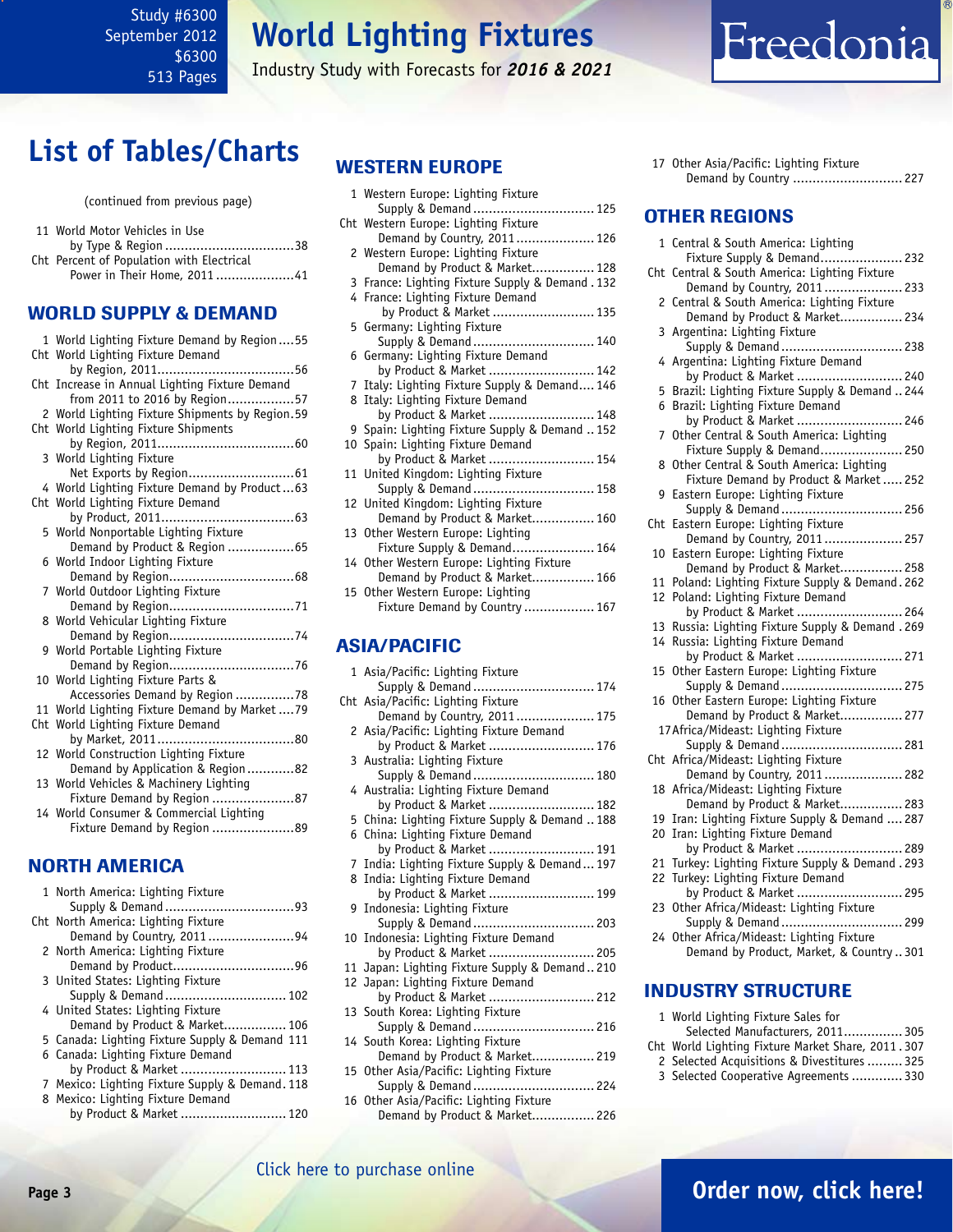# List of Tables/Charts

(continued from previous page)

11 World Motor Vehicles in Use by Type & Region ....38
Cht Percent of Population with Electrical Power in Their Home, 2011 ....41

## WORLD SUPPLY & DEMAND

1 World Lighting Fixture Demand by Region ....55
Cht World Lighting Fixture Demand by Region, 2011 ....56
Cht Increase in Annual Lighting Fixture Demand from 2011 to 2016 by Region ....57
2 World Lighting Fixture Shipments by Region ....59
Cht World Lighting Fixture Shipments by Region, 2011 ....60
3 World Lighting Fixture Net Exports by Region ....61
4 World Lighting Fixture Demand by Product ....63
Cht World Lighting Fixture Demand by Product, 2011 ....63
5 World Nonportable Lighting Fixture Demand by Product & Region ....65
6 World Indoor Lighting Fixture Demand by Region ....68
7 World Outdoor Lighting Fixture Demand by Region ....71
8 World Vehicular Lighting Fixture Demand by Region ....74
9 World Portable Lighting Fixture Demand by Region ....76
10 World Lighting Fixture Parts & Accessories Demand by Region ....78
11 World Lighting Fixture Demand by Market ....79
Cht World Lighting Fixture Demand by Market, 2011 ....80
12 World Construction Lighting Fixture Demand by Application & Region ....82
13 World Vehicles & Machinery Lighting Fixture Demand by Region ....87
14 World Consumer & Commercial Lighting Fixture Demand by Region ....89

## NORTH AMERICA

1 North America: Lighting Fixture Supply & Demand ....93
Cht North America: Lighting Fixture Demand by Country, 2011 ....94
2 North America: Lighting Fixture Demand by Product ....96
3 United States: Lighting Fixture Supply & Demand ....102
4 United States: Lighting Fixture Demand by Product & Market ....106
5 Canada: Lighting Fixture Supply & Demand ....111
6 Canada: Lighting Fixture Demand by Product & Market ....113
7 Mexico: Lighting Fixture Supply & Demand ....118
8 Mexico: Lighting Fixture Demand by Product & Market ....120

## WESTERN EUROPE

1 Western Europe: Lighting Fixture Supply & Demand ....125
Cht Western Europe: Lighting Fixture Demand by Country, 2011 ....126
2 Western Europe: Lighting Fixture Demand by Product & Market ....128
3 France: Lighting Fixture Supply & Demand ....132
4 France: Lighting Fixture Demand by Product & Market ....135
5 Germany: Lighting Fixture Supply & Demand ....140
6 Germany: Lighting Fixture Demand by Product & Market ....142
7 Italy: Lighting Fixture Supply & Demand ....146
8 Italy: Lighting Fixture Demand by Product & Market ....148
9 Spain: Lighting Fixture Supply & Demand ....152
10 Spain: Lighting Fixture Demand by Product & Market ....154
11 United Kingdom: Lighting Fixture Supply & Demand ....158
12 United Kingdom: Lighting Fixture Demand by Product & Market ....160
13 Other Western Europe: Lighting Fixture Supply & Demand ....164
14 Other Western Europe: Lighting Fixture Demand by Product & Market ....166
15 Other Western Europe: Lighting Fixture Demand by Country ....167

## ASIA/PACIFIC

1 Asia/Pacific: Lighting Fixture Supply & Demand ....174
Cht Asia/Pacific: Lighting Fixture Demand by Country, 2011 ....175
2 Asia/Pacific: Lighting Fixture Demand by Product & Market ....176
3 Australia: Lighting Fixture Supply & Demand ....180
4 Australia: Lighting Fixture Demand by Product & Market ....182
5 China: Lighting Fixture Supply & Demand ....188
6 China: Lighting Fixture Demand by Product & Market ....191
7 India: Lighting Fixture Supply & Demand ....197
8 India: Lighting Fixture Demand by Product & Market ....199
9 Indonesia: Lighting Fixture Supply & Demand ....203
10 Indonesia: Lighting Fixture Demand by Product & Market ....205
11 Japan: Lighting Fixture Supply & Demand ....210
12 Japan: Lighting Fixture Demand by Product & Market ....212
13 South Korea: Lighting Fixture Supply & Demand ....216
14 South Korea: Lighting Fixture Demand by Product & Market ....219
15 Other Asia/Pacific: Lighting Fixture Supply & Demand ....224
16 Other Asia/Pacific: Lighting Fixture Demand by Product & Market ....226
17 Other Asia/Pacific: Lighting Fixture Demand by Country ....227

## OTHER REGIONS

1 Central & South America: Lighting Fixture Supply & Demand ....232
Cht Central & South America: Lighting Fixture Demand by Country, 2011 ....233
2 Central & South America: Lighting Fixture Demand by Product & Market ....234
3 Argentina: Lighting Fixture Supply & Demand ....238
4 Argentina: Lighting Fixture Demand by Product & Market ....240
5 Brazil: Lighting Fixture Supply & Demand ....244
6 Brazil: Lighting Fixture Demand by Product & Market ....246
7 Other Central & South America: Lighting Fixture Supply & Demand ....250
8 Other Central & South America: Lighting Fixture Demand by Product & Market ....252
9 Eastern Europe: Lighting Fixture Supply & Demand ....256
Cht Eastern Europe: Lighting Fixture Demand by Country, 2011 ....257
10 Eastern Europe: Lighting Fixture Demand by Product & Market ....258
11 Poland: Lighting Fixture Supply & Demand ....262
12 Poland: Lighting Fixture Demand by Product & Market ....264
13 Russia: Lighting Fixture Supply & Demand ....269
14 Russia: Lighting Fixture Demand by Product & Market ....271
15 Other Eastern Europe: Lighting Fixture Supply & Demand ....275
16 Other Eastern Europe: Lighting Fixture Demand by Product & Market ....277
17 Africa/Mideast: Lighting Fixture Supply & Demand ....281
Cht Africa/Mideast: Lighting Fixture Demand by Country, 2011 ....282
18 Africa/Mideast: Lighting Fixture Demand by Product & Market ....283
19 Iran: Lighting Fixture Supply & Demand ....287
20 Iran: Lighting Fixture Demand by Product & Market ....289
21 Turkey: Lighting Fixture Supply & Demand ....293
22 Turkey: Lighting Fixture Demand by Product & Market ....295
23 Other Africa/Mideast: Lighting Fixture Supply & Demand ....299
24 Other Africa/Mideast: Lighting Fixture Demand by Product, Market, & Country ....301

## INDUSTRY STRUCTURE

1 World Lighting Fixture Sales for Selected Manufacturers, 2011 ....305
Cht World Lighting Fixture Market Share, 2011 ....307
2 Selected Acquisitions & Divestitures ....325
3 Selected Cooperative Agreements ....330

Click here to purchase online

Order now, click here!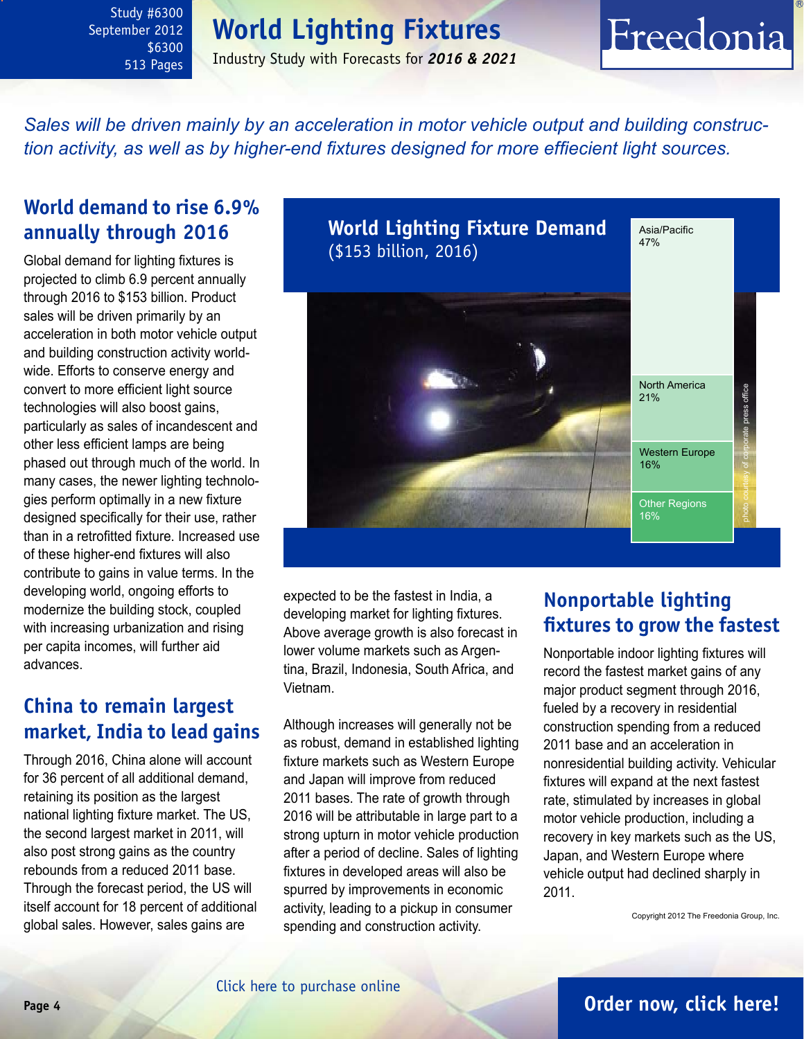Study #6300
September 2012
$6300
513 Pages

# World Lighting Fixtures

Industry Study with Forecasts for ***2016 & 2021***

*Sales will be driven mainly by an acceleration in motor vehicle output and building construction activity, as well as by higher-end fixtures designed for more effiecient light sources.*

## World demand to rise 6.9% annually through 2016

Global demand for lighting fixtures is projected to climb 6.9 percent annually through 2016 to $153 billion. Product sales will be driven primarily by an acceleration in both motor vehicle output and building construction activity worldwide. Efforts to conserve energy and convert to more efficient light source technologies will also boost gains, particularly as sales of incandescent and other less efficient lamps are being phased out through much of the world. In many cases, the newer lighting technologies perform optimally in a new fixture designed specifically for their use, rather than in a retrofitted fixture. Increased use of these higher-end fixtures will also contribute to gains in value terms. In the developing world, ongoing efforts to modernize the building stock, coupled with increasing urbanization and rising per capita incomes, will further aid advances.

**World Lighting Fixture Demand**
($153 billion, 2016)

| Region | Share |
|---|---|
| Asia/Pacific | 47% |
| North America | 21% |
| Western Europe | 16% |
| Other Regions | 16% |

photo courtesy of corporate press office

## China to remain largest market, India to lead gains

Through 2016, China alone will account for 36 percent of all additional demand, retaining its position as the largest national lighting fixture market. The US, the second largest market in 2011, will also post strong gains as the country rebounds from a reduced 2011 base. Through the forecast period, the US will itself account for 18 percent of additional global sales. However, sales gains are expected to be the fastest in India, a developing market for lighting fixtures. Above average growth is also forecast in lower volume markets such as Argentina, Brazil, Indonesia, South Africa, and Vietnam.

Although increases will generally not be as robust, demand in established lighting fixture markets such as Western Europe and Japan will improve from reduced 2011 bases. The rate of growth through 2016 will be attributable in large part to a strong upturn in motor vehicle production after a period of decline. Sales of lighting fixtures in developed areas will also be spurred by improvements in economic activity, leading to a pickup in consumer spending and construction activity.

## Nonportable lighting fixtures to grow the fastest

Nonportable indoor lighting fixtures will record the fastest market gains of any major product segment through 2016, fueled by a recovery in residential construction spending from a reduced 2011 base and an acceleration in nonresidential building activity. Vehicular fixtures will expand at the next fastest rate, stimulated by increases in global motor vehicle production, including a recovery in key markets such as the US, Japan, and Western Europe where vehicle output had declined sharply in 2011.

Copyright 2012 The Freedonia Group, Inc.

Click here to purchase online

**Order now, click here!**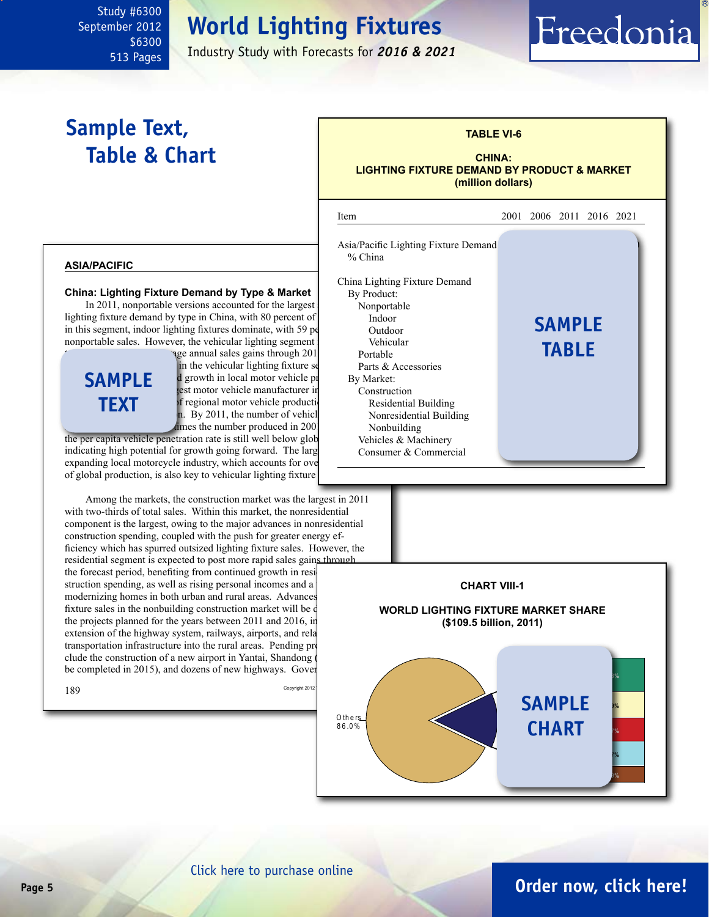# World Lighting Fixtures

Industry Study with Forecasts for ***2016 & 2021***

Study #6300
September 2012
$6300
513 Pages

## Sample Text, Table & Chart

**TABLE VI-6**

**CHINA: LIGHTING FIXTURE DEMAND BY PRODUCT & MARKET (million dollars)**

| Item | 2001 | 2006 | 2011 | 2016 | 2021 |
|---|---|---|---|---|---|
| Asia/Pacific Lighting Fixture Demand | | | | | |
| % China | | | | | |
| China Lighting Fixture Demand | | | | | |
| By Product: | | | | | |
| Nonportable | | | | | |
| Indoor | | | | | |
| Outdoor | | | | | |
| Vehicular | | | | | |
| Portable | | | | | |
| Parts & Accessories | | | | | |
| By Market: | | | | | |
| Construction | | | | | |
| Residential Building | | | | | |
| Nonresidential Building | | | | | |
| Nonbuilding | | | | | |
| Vehicles & Machinery | | | | | |
| Consumer & Commercial | | | | | |

SAMPLE TABLE

### ASIA/PACIFIC

**China: Lighting Fixture Demand by Type & Market**

In 2011, nonportable versions accounted for the largest lighting fixture demand by type in China, with 80 percent of in this segment, indoor lighting fixtures dominate, with 59 pe nonportable sales. However, the vehicular lighting segment ...age annual sales gains through 201 ... in the vehicular lighting fixture se ...d growth in local motor vehicle pr ...est motor vehicle manufacturer in ...f regional motor vehicle producti ...n. By 2011, the number of vehicl ...imes the number produced in 200 the per capita vehicle penetration rate is still well below glob indicating high potential for growth going forward. The larg expanding local motorcycle industry, which accounts for ove of global production, is also key to vehicular lighting fixture

SAMPLE TEXT

Among the markets, the construction market was the largest in 2011 with two-thirds of total sales. Within this market, the nonresidential component is the largest, owing to the major advances in nonresidential construction spending, coupled with the push for greater energy efficiency which has spurred outsized lighting fixture sales. However, the residential segment is expected to post more rapid sales gains through the forecast period, benefiting from continued growth in resi struction spending, as well as rising personal incomes and a modernizing homes in both urban and rural areas. Advances fixture sales in the nonbuilding construction market will be d the projects planned for the years between 2011 and 2016, in extension of the highway system, railways, airports, and rela transportation infrastructure into the rural areas. Pending pr clude the construction of a new airport in Yantai, Shandong ( be completed in 2015), and dozens of new highways. Gover

**CHART VIII-1**

**WORLD LIGHTING FIXTURE MARKET SHARE ($109.5 billion, 2011)**

Others 86.0%

SAMPLE CHART

Click here to purchase online

**Order now, click here!**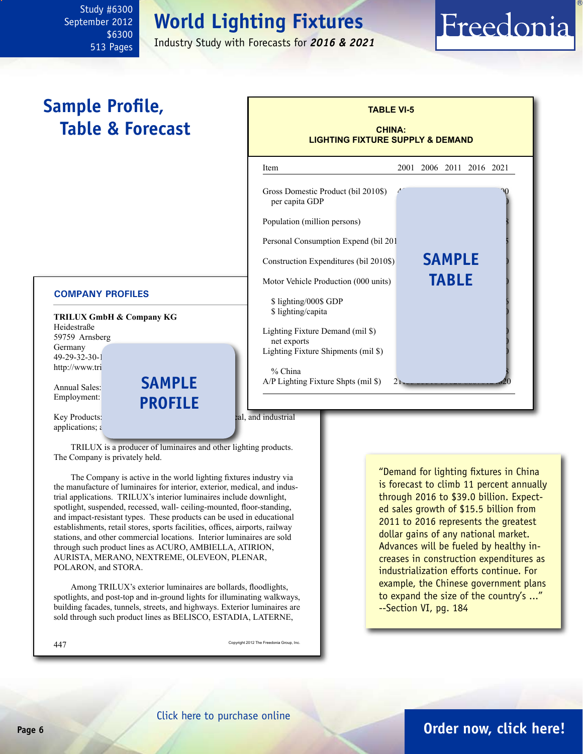## Sample Profile, Table & Forecast

**TABLE VI-5**

**CHINA: LIGHTING FIXTURE SUPPLY & DEMAND**

| Item | 2001 | 2006 | 2011 | 2016 | 2021 |
|---|---|---|---|---|---|
| Gross Domestic Product (bil 2010$) | | | | | |
| per capita GDP | | | | | |
| Population (million persons) | | | | | |
| Personal Consumption Expend (bil 201 | | | | | |
| Construction Expenditures (bil 2010$) | | | | | |
| Motor Vehicle Production (000 units) | | | | | |
| $ lighting/000$ GDP | | | | | |
| $ lighting/capita | | | | | |
| Lighting Fixture Demand (mil $) | | | | | |
| net exports | | | | | |
| Lighting Fixture Shipments (mil $) | | | | | |
| % China | | | | | |
| A/P Lighting Fixture Shpts (mil $) | | | | | |

**SAMPLE TABLE**

### COMPANY PROFILES

**TRILUX GmbH & Company KG**
Heidestraße
59759 Arnsberg
Germany
49-29-32-30-1
http://www.tri

Annual Sales:
Employment:

Key Products: ... al, and industrial applications; a

**SAMPLE PROFILE**

TRILUX is a producer of luminaires and other lighting products. The Company is privately held.

The Company is active in the world lighting fixtures industry via the manufacture of luminaires for interior, exterior, medical, and industrial applications. TRILUX's interior luminaires include downlight, spotlight, suspended, recessed, wall- ceiling-mounted, floor-standing, and impact-resistant types. These products can be used in educational establishments, retail stores, sports facilities, offices, airports, railway stations, and other commercial locations. Interior luminaires are sold through such product lines as ACURO, AMBIELLA, ATIRION, AURISTA, MERANO, NEXTREME, OLEVEON, PLENAR, POLARON, and STORA.

Among TRILUX's exterior luminaires are bollards, floodlights, spotlights, and post-top and in-ground lights for illuminating walkways, building facades, tunnels, streets, and highways. Exterior luminaires are sold through such product lines as BELISCO, ESTADIA, LATERNE,

447 Copyright 2012 The Freedonia Group, Inc.

"Demand for lighting fixtures in China is forecast to climb 11 percent annually through 2016 to $39.0 billion. Expected sales growth of $15.5 billion from 2011 to 2016 represents the greatest dollar gains of any national market. Advances will be fueled by healthy increases in construction expenditures as industrialization efforts continue. For example, the Chinese government plans to expand the size of the country's ..."
--Section VI, pg. 184

Click here to purchase online

**Order now, click here!**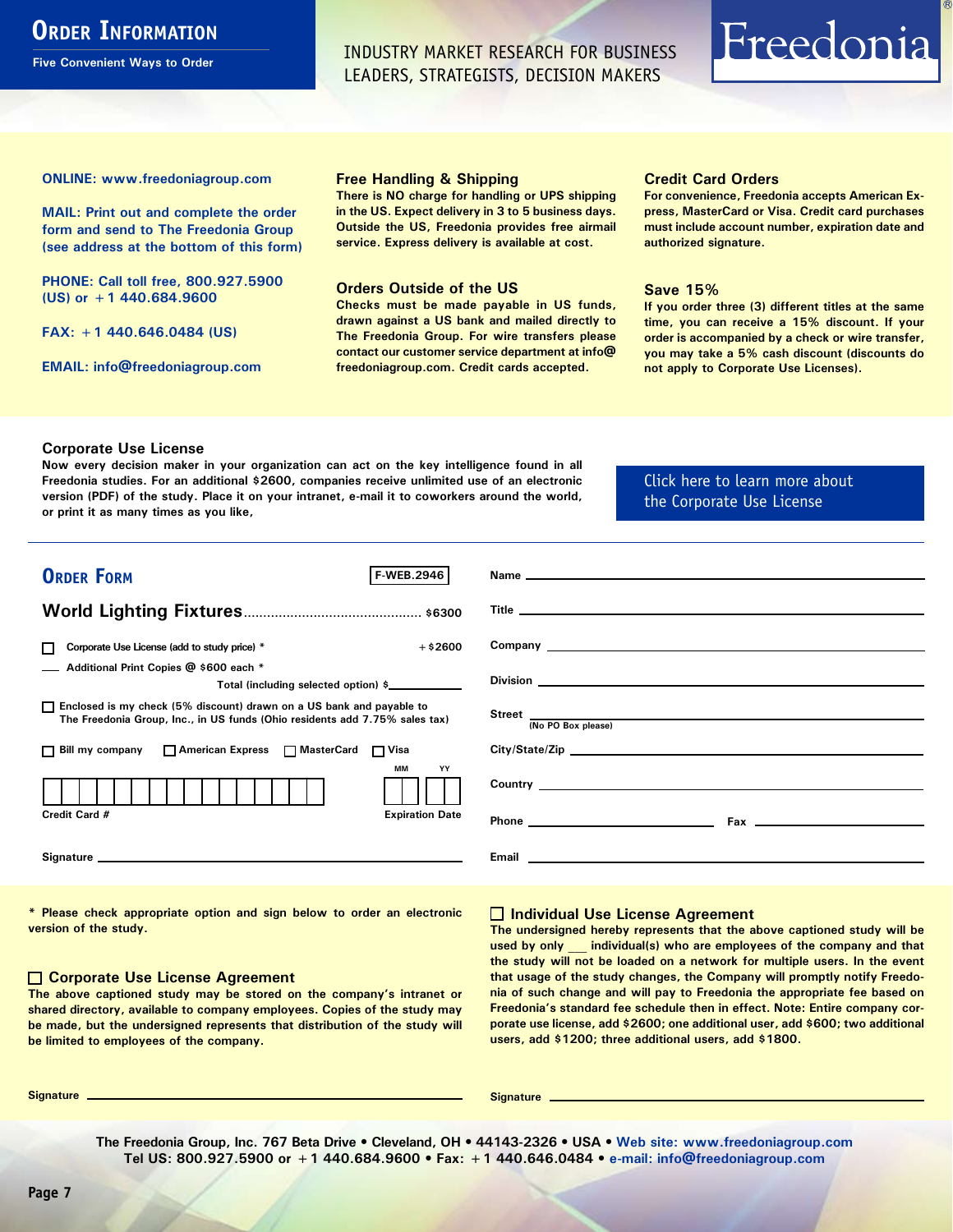# Order Information

**Five Convenient Ways to Order**

INDUSTRY MARKET RESEARCH FOR BUSINESS LEADERS, STRATEGISTS, DECISION MAKERS

Freedonia®

**ONLINE: www.freedoniagroup.com**

**MAIL: Print out and complete the order form and send to The Freedonia Group (see address at the bottom of this form)**

**PHONE: Call toll free, 800.927.5900 (US) or +1 440.684.9600**

**FAX: +1 440.646.0484 (US)**

**EMAIL: info@freedoniagroup.com**

### Free Handling & Shipping

There is NO charge for handling or UPS shipping in the US. Expect delivery in 3 to 5 business days. Outside the US, Freedonia provides free airmail service. Express delivery is available at cost.

### Orders Outside of the US

Checks must be made payable in US funds, drawn against a US bank and mailed directly to The Freedonia Group. For wire transfers please contact our customer service department at info@freedoniagroup.com. Credit cards accepted.

### Credit Card Orders

For convenience, Freedonia accepts American Express, MasterCard or Visa. Credit card purchases must include account number, expiration date and authorized signature.

### Save 15%

If you order three (3) different titles at the same time, you can receive a 15% discount. If your order is accompanied by a check or wire transfer, you may take a 5% cash discount (discounts do not apply to Corporate Use Licenses).

### Corporate Use License

Now every decision maker in your organization can act on the key intelligence found in all Freedonia studies. For an additional $2600, companies receive unlimited use of an electronic version (PDF) of the study. Place it on your intranet, e-mail it to coworkers around the world, or print it as many times as you like,

Click here to learn more about the Corporate Use License

## Order Form

F-WEB.2946

**World Lighting Fixtures** ............................................ $6300

☐ Corporate Use License (add to study price) * ............ +$2600

___ Additional Print Copies @ $600 each *

Total (including selected option) $__________

☐ Enclosed is my check (5% discount) drawn on a US bank and payable to The Freedonia Group, Inc., in US funds (Ohio residents add 7.75% sales tax)

☐ Bill my company ☐ American Express ☐ MasterCard ☐ Visa

Credit Card # ____________________ Expiration Date MM __ YY __

Signature ____________________

Name ____________________

Title ____________________

Company ____________________

Division ____________________

Street ____________________ (No PO Box please)

City/State/Zip ____________________

Country ____________________

Phone ____________________ Fax ____________________

Email ____________________

\* Please check appropriate option and sign below to order an electronic version of the study.

### ☐ Corporate Use License Agreement

The above captioned study may be stored on the company's intranet or shared directory, available to company employees. Copies of the study may be made, but the undersigned represents that distribution of the study will be limited to employees of the company.

Signature ____________________

### ☐ Individual Use License Agreement

The undersigned hereby represents that the above captioned study will be used by only ___ individual(s) who are employees of the company and that the study will not be loaded on a network for multiple users. In the event that usage of the study changes, the Company will promptly notify Freedonia of such change and will pay to Freedonia the appropriate fee based on Freedonia's standard fee schedule then in effect. Note: Entire company corporate use license, add $2600; one additional user, add $600; two additional users, add $1200; three additional users, add $1800.

Signature ____________________

**The Freedonia Group, Inc. 767 Beta Drive • Cleveland, OH • 44143-2326 • USA • Web site: www.freedoniagroup.com**
**Tel US: 800.927.5900 or +1 440.684.9600 • Fax: +1 440.646.0484 • e-mail: info@freedoniagroup.com**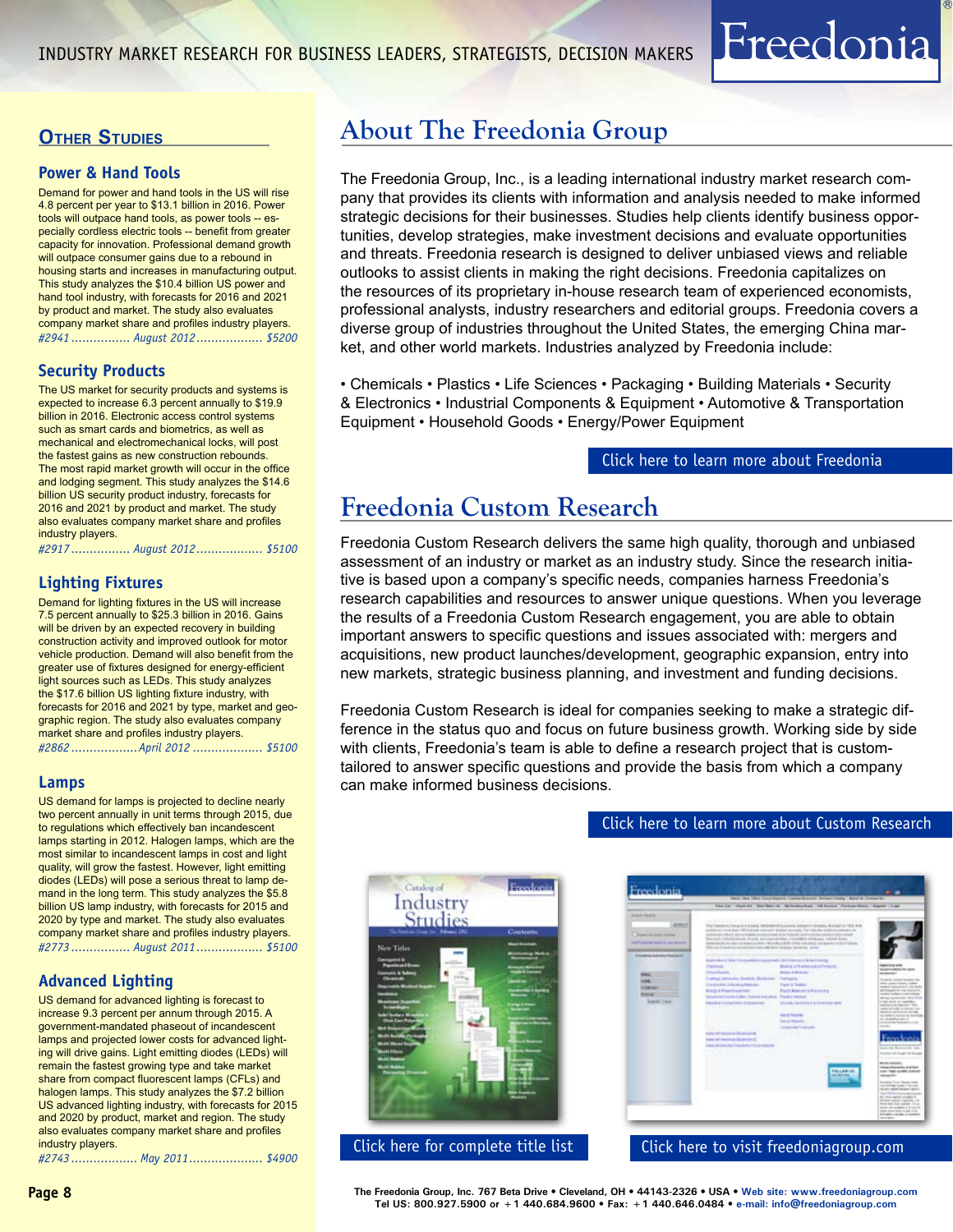INDUSTRY MARKET RESEARCH FOR BUSINESS LEADERS, STRATEGISTS, DECISION MAKERS

## Other Studies

### Power & Hand Tools

Demand for power and hand tools in the US will rise 4.8 percent per year to $13.1 billion in 2016. Power tools will outpace hand tools, as power tools -- especially cordless electric tools -- benefit from greater capacity for innovation. Professional demand growth will outpace consumer gains due to a rebound in housing starts and increases in manufacturing output. This study analyzes the $10.4 billion US power and hand tool industry, with forecasts for 2016 and 2021 by product and market. The study also evaluates company market share and profiles industry players.

*#2941 ................ August 2012 .................. $5200*

### Security Products

The US market for security products and systems is expected to increase 6.3 percent annually to $19.9 billion in 2016. Electronic access control systems such as smart cards and biometrics, as well as mechanical and electromechanical locks, will post the fastest gains as new construction rebounds. The most rapid market growth will occur in the office and lodging segment. This study analyzes the $14.6 billion US security product industry, forecasts for 2016 and 2021 by product and market. The study also evaluates company market share and profiles industry players.

*#2917 ................ August 2012 .................. $5100*

### Lighting Fixtures

Demand for lighting fixtures in the US will increase 7.5 percent annually to $25.3 billion in 2016. Gains will be driven by an expected recovery in building construction activity and improved outlook for motor vehicle production. Demand will also benefit from the greater use of fixtures designed for energy-efficient light sources such as LEDs. This study analyzes the $17.6 billion US lighting fixture industry, with forecasts for 2016 and 2021 by type, market and geographic region. The study also evaluates company market share and profiles industry players.

*#2862 .................. April 2012 ................... $5100*

### Lamps

US demand for lamps is projected to decline nearly two percent annually in unit terms through 2015, due to regulations which effectively ban incandescent lamps starting in 2012. Halogen lamps, which are the most similar to incandescent lamps in cost and light quality, will grow the fastest. However, light emitting diodes (LEDs) will pose a serious threat to lamp demand in the long term. This study analyzes the $5.8 billion US lamp industry, with forecasts for 2015 and 2020 by type and market. The study also evaluates company market share and profiles industry players.

*#2773 ................ August 2011 .................. $5100*

### Advanced Lighting

US demand for advanced lighting is forecast to increase 9.3 percent per annum through 2015. A government-mandated phaseout of incandescent lamps and projected lower costs for advanced lighting will drive gains. Light emitting diodes (LEDs) will remain the fastest growing type and take market share from compact fluorescent lamps (CFLs) and halogen lamps. This study analyzes the $7.2 billion US advanced lighting industry, with forecasts for 2015 and 2020 by product, market and region. The study also evaluates company market share and profiles industry players.

*#2743 .................. May 2011 .................... $4900*

## About The Freedonia Group

The Freedonia Group, Inc., is a leading international industry market research company that provides its clients with information and analysis needed to make informed strategic decisions for their businesses. Studies help clients identify business opportunities, develop strategies, make investment decisions and evaluate opportunities and threats. Freedonia research is designed to deliver unbiased views and reliable outlooks to assist clients in making the right decisions. Freedonia capitalizes on the resources of its proprietary in-house research team of experienced economists, professional analysts, industry researchers and editorial groups. Freedonia covers a diverse group of industries throughout the United States, the emerging China market, and other world markets. Industries analyzed by Freedonia include:

• Chemicals • Plastics • Life Sciences • Packaging • Building Materials • Security & Electronics • Industrial Components & Equipment • Automotive & Transportation Equipment • Household Goods • Energy/Power Equipment

Click here to learn more about Freedonia

## Freedonia Custom Research

Freedonia Custom Research delivers the same high quality, thorough and unbiased assessment of an industry or market as an industry study. Since the research initiative is based upon a company's specific needs, companies harness Freedonia's research capabilities and resources to answer unique questions. When you leverage the results of a Freedonia Custom Research engagement, you are able to obtain important answers to specific questions and issues associated with: mergers and acquisitions, new product launches/development, geographic expansion, entry into new markets, strategic business planning, and investment and funding decisions.

Freedonia Custom Research is ideal for companies seeking to make a strategic difference in the status quo and focus on future business growth. Working side by side with clients, Freedonia's team is able to define a research project that is custom-tailored to answer specific questions and provide the basis from which a company can make informed business decisions.

Click here to learn more about Custom Research

Click here for complete title list

Click here to visit freedoniagroup.com

**The Freedonia Group, Inc. 767 Beta Drive • Cleveland, OH • 44143-2326 • USA • Web site: www.freedoniagroup.com**
**Tel US: 800.927.5900 or +1 440.684.9600 • Fax: +1 440.646.0484 • e-mail: info@freedoniagroup.com**